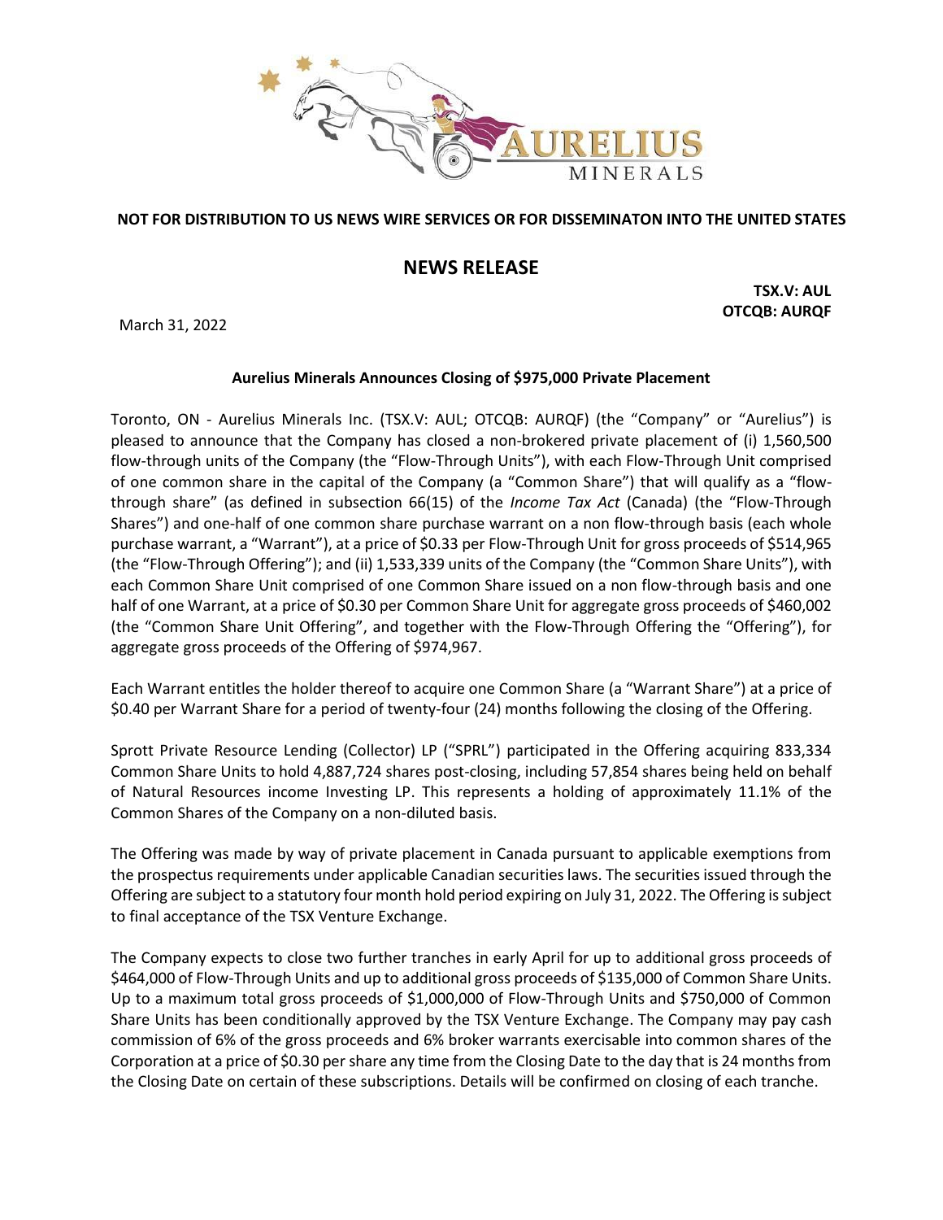**NOT FOR DISTRIBUTION TO US NEWS WIRE SERVICES OR FOR DISSEMINATON INTO THE UNITED STATES**

# NEWS RELEASE

**TSX.V: AUL**
**OTCQB: AURQF**

March 31, 2022

**Aurelius Minerals Announces Closing of $975,000 Private Placement**

Toronto, ON - Aurelius Minerals Inc. (TSX.V: AUL; OTCQB: AURQF) (the "Company" or "Aurelius") is pleased to announce that the Company has closed a non-brokered private placement of (i) 1,560,500 flow-through units of the Company (the "Flow-Through Units"), with each Flow-Through Unit comprised of one common share in the capital of the Company (a "Common Share") that will qualify as a "flow-through share" (as defined in subsection 66(15) of the *Income Tax Act* (Canada) (the "Flow-Through Shares") and one-half of one common share purchase warrant on a non flow-through basis (each whole purchase warrant, a "Warrant"), at a price of $0.33 per Flow-Through Unit for gross proceeds of $514,965 (the "Flow-Through Offering"); and (ii) 1,533,339 units of the Company (the "Common Share Units"), with each Common Share Unit comprised of one Common Share issued on a non flow-through basis and one half of one Warrant, at a price of $0.30 per Common Share Unit for aggregate gross proceeds of $460,002 (the "Common Share Unit Offering", and together with the Flow-Through Offering the "Offering"), for aggregate gross proceeds of the Offering of $974,967.

Each Warrant entitles the holder thereof to acquire one Common Share (a "Warrant Share") at a price of $0.40 per Warrant Share for a period of twenty-four (24) months following the closing of the Offering.

Sprott Private Resource Lending (Collector) LP ("SPRL") participated in the Offering acquiring 833,334 Common Share Units to hold 4,887,724 shares post-closing, including 57,854 shares being held on behalf of Natural Resources income Investing LP. This represents a holding of approximately 11.1% of the Common Shares of the Company on a non-diluted basis.

The Offering was made by way of private placement in Canada pursuant to applicable exemptions from the prospectus requirements under applicable Canadian securities laws. The securities issued through the Offering are subject to a statutory four month hold period expiring on July 31, 2022. The Offering is subject to final acceptance of the TSX Venture Exchange.

The Company expects to close two further tranches in early April for up to additional gross proceeds of $464,000 of Flow-Through Units and up to additional gross proceeds of $135,000 of Common Share Units. Up to a maximum total gross proceeds of $1,000,000 of Flow-Through Units and $750,000 of Common Share Units has been conditionally approved by the TSX Venture Exchange. The Company may pay cash commission of 6% of the gross proceeds and 6% broker warrants exercisable into common shares of the Corporation at a price of $0.30 per share any time from the Closing Date to the day that is 24 months from the Closing Date on certain of these subscriptions. Details will be confirmed on closing of each tranche.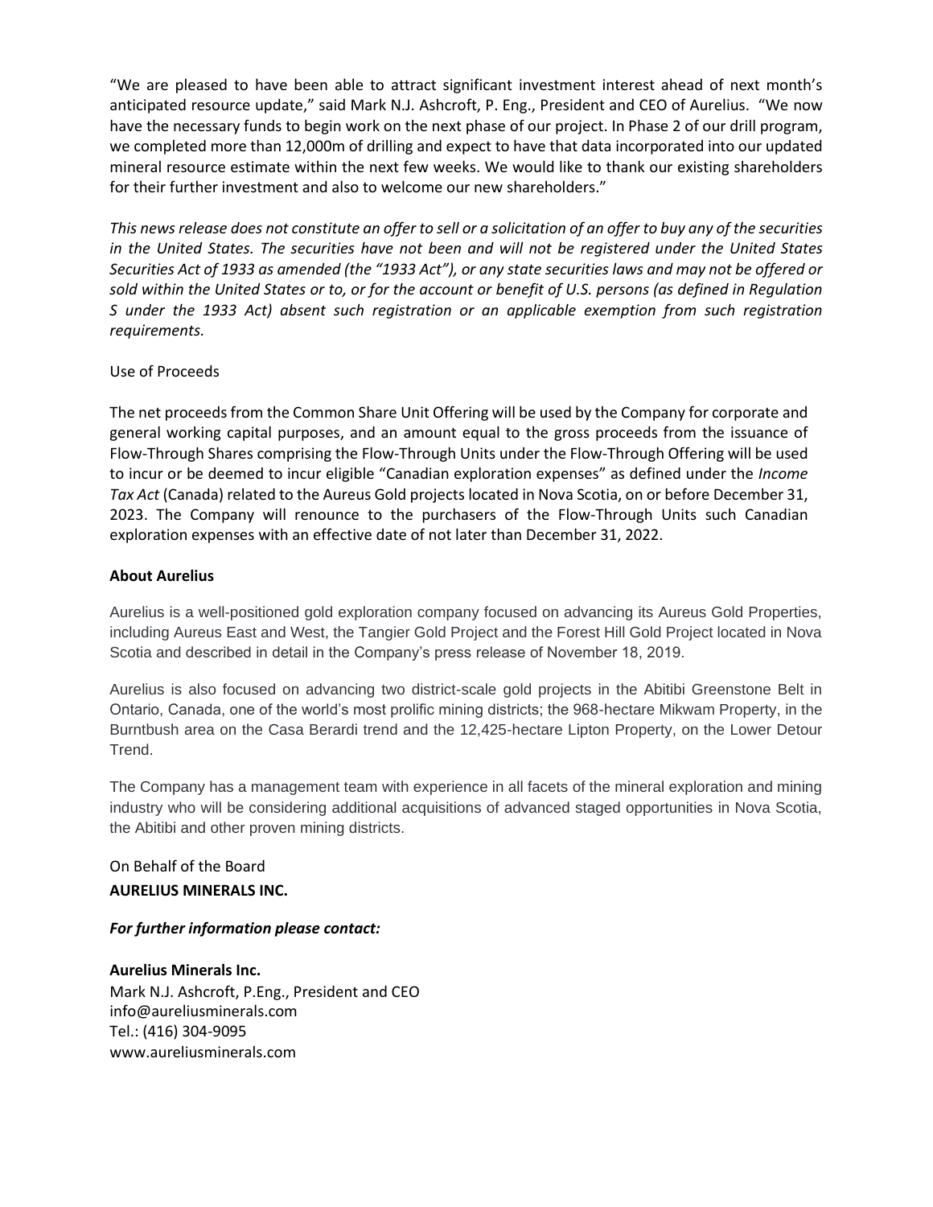"We are pleased to have been able to attract significant investment interest ahead of next month's anticipated resource update," said Mark N.J. Ashcroft, P. Eng., President and CEO of Aurelius. "We now have the necessary funds to begin work on the next phase of our project. In Phase 2 of our drill program, we completed more than 12,000m of drilling and expect to have that data incorporated into our updated mineral resource estimate within the next few weeks. We would like to thank our existing shareholders for their further investment and also to welcome our new shareholders."

*This news release does not constitute an offer to sell or a solicitation of an offer to buy any of the securities in the United States. The securities have not been and will not be registered under the United States Securities Act of 1933 as amended (the "1933 Act"), or any state securities laws and may not be offered or sold within the United States or to, or for the account or benefit of U.S. persons (as defined in Regulation S under the 1933 Act) absent such registration or an applicable exemption from such registration requirements.*

Use of Proceeds

The net proceeds from the Common Share Unit Offering will be used by the Company for corporate and general working capital purposes, and an amount equal to the gross proceeds from the issuance of Flow-Through Shares comprising the Flow-Through Units under the Flow-Through Offering will be used to incur or be deemed to incur eligible "Canadian exploration expenses" as defined under the *Income Tax Act* (Canada) related to the Aureus Gold projects located in Nova Scotia, on or before December 31, 2023. The Company will renounce to the purchasers of the Flow-Through Units such Canadian exploration expenses with an effective date of not later than December 31, 2022.

**About Aurelius**

Aurelius is a well-positioned gold exploration company focused on advancing its Aureus Gold Properties, including Aureus East and West, the Tangier Gold Project and the Forest Hill Gold Project located in Nova Scotia and described in detail in the Company's press release of November 18, 2019.

Aurelius is also focused on advancing two district-scale gold projects in the Abitibi Greenstone Belt in Ontario, Canada, one of the world's most prolific mining districts; the 968-hectare Mikwam Property, in the Burntbush area on the Casa Berardi trend and the 12,425-hectare Lipton Property, on the Lower Detour Trend.

The Company has a management team with experience in all facets of the mineral exploration and mining industry who will be considering additional acquisitions of advanced staged opportunities in Nova Scotia, the Abitibi and other proven mining districts.

On Behalf of the Board
**AURELIUS MINERALS INC.**

***For further information please contact:***

**Aurelius Minerals Inc.**
Mark N.J. Ashcroft, P.Eng., President and CEO
info@aureliusminerals.com
Tel.: (416) 304-9095
www.aureliusminerals.com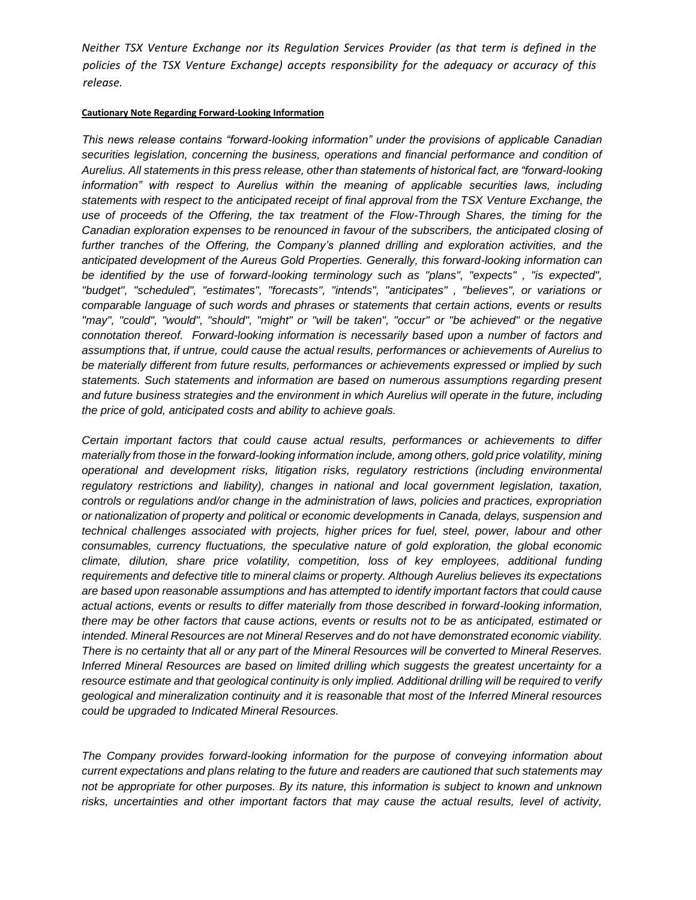*Neither TSX Venture Exchange nor its Regulation Services Provider (as that term is defined in the policies of the TSX Venture Exchange) accepts responsibility for the adequacy or accuracy of this release.*

**Cautionary Note Regarding Forward-Looking Information**

*This news release contains "forward-looking information" under the provisions of applicable Canadian securities legislation, concerning the business, operations and financial performance and condition of Aurelius. All statements in this press release, other than statements of historical fact, are "forward-looking information" with respect to Aurelius within the meaning of applicable securities laws, including statements with respect to the anticipated receipt of final approval from the TSX Venture Exchange, the use of proceeds of the Offering, the tax treatment of the Flow-Through Shares, the timing for the Canadian exploration expenses to be renounced in favour of the subscribers, the anticipated closing of further tranches of the Offering, the Company's planned drilling and exploration activities, and the anticipated development of the Aureus Gold Properties. Generally, this forward-looking information can be identified by the use of forward-looking terminology such as "plans", "expects" , "is expected", "budget", "scheduled", "estimates", "forecasts", "intends", "anticipates" , "believes", or variations or comparable language of such words and phrases or statements that certain actions, events or results "may", "could", "would", "should", "might" or "will be taken", "occur" or "be achieved" or the negative connotation thereof. Forward-looking information is necessarily based upon a number of factors and assumptions that, if untrue, could cause the actual results, performances or achievements of Aurelius to be materially different from future results, performances or achievements expressed or implied by such statements. Such statements and information are based on numerous assumptions regarding present and future business strategies and the environment in which Aurelius will operate in the future, including the price of gold, anticipated costs and ability to achieve goals.*

*Certain important factors that could cause actual results, performances or achievements to differ materially from those in the forward-looking information include, among others, gold price volatility, mining operational and development risks, litigation risks, regulatory restrictions (including environmental regulatory restrictions and liability), changes in national and local government legislation, taxation, controls or regulations and/or change in the administration of laws, policies and practices, expropriation or nationalization of property and political or economic developments in Canada, delays, suspension and technical challenges associated with projects, higher prices for fuel, steel, power, labour and other consumables, currency fluctuations, the speculative nature of gold exploration, the global economic climate, dilution, share price volatility, competition, loss of key employees, additional funding requirements and defective title to mineral claims or property. Although Aurelius believes its expectations are based upon reasonable assumptions and has attempted to identify important factors that could cause actual actions, events or results to differ materially from those described in forward-looking information, there may be other factors that cause actions, events or results not to be as anticipated, estimated or intended. Mineral Resources are not Mineral Reserves and do not have demonstrated economic viability. There is no certainty that all or any part of the Mineral Resources will be converted to Mineral Reserves. Inferred Mineral Resources are based on limited drilling which suggests the greatest uncertainty for a resource estimate and that geological continuity is only implied. Additional drilling will be required to verify geological and mineralization continuity and it is reasonable that most of the Inferred Mineral resources could be upgraded to Indicated Mineral Resources.*

*The Company provides forward-looking information for the purpose of conveying information about current expectations and plans relating to the future and readers are cautioned that such statements may not be appropriate for other purposes. By its nature, this information is subject to known and unknown risks, uncertainties and other important factors that may cause the actual results, level of activity,*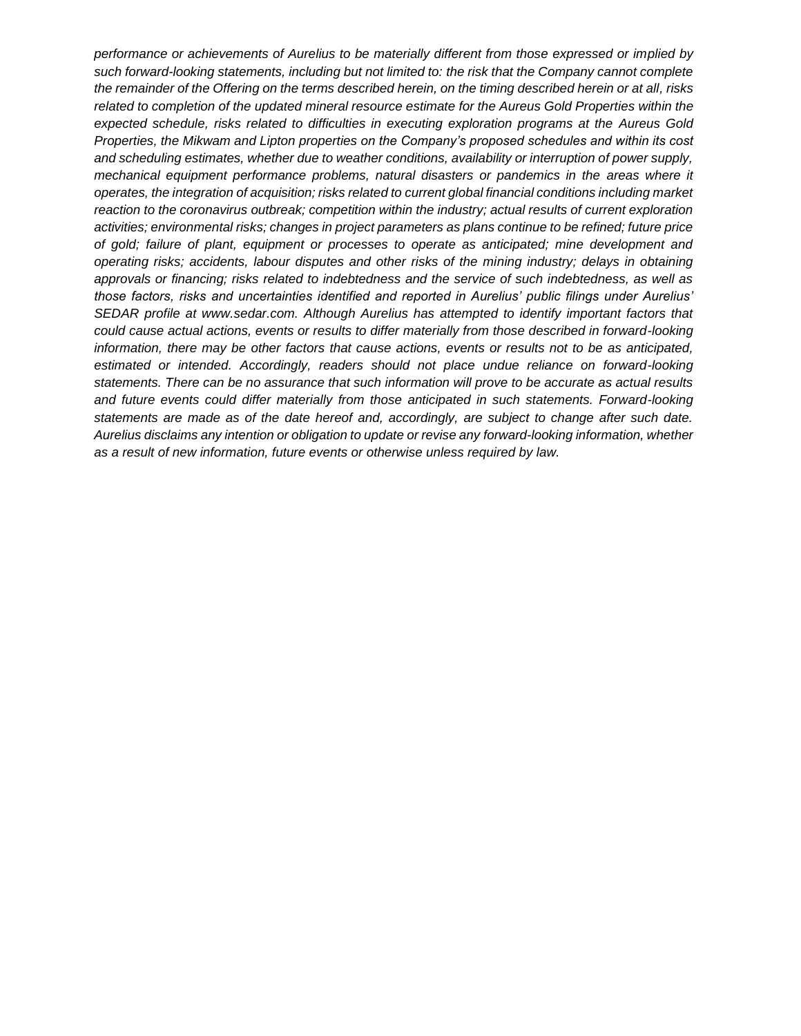*performance or achievements of Aurelius to be materially different from those expressed or implied by such forward-looking statements, including but not limited to: the risk that the Company cannot complete the remainder of the Offering on the terms described herein, on the timing described herein or at all, risks related to completion of the updated mineral resource estimate for the Aureus Gold Properties within the expected schedule, risks related to difficulties in executing exploration programs at the Aureus Gold Properties, the Mikwam and Lipton properties on the Company's proposed schedules and within its cost and scheduling estimates, whether due to weather conditions, availability or interruption of power supply, mechanical equipment performance problems, natural disasters or pandemics in the areas where it operates, the integration of acquisition; risks related to current global financial conditions including market reaction to the coronavirus outbreak; competition within the industry; actual results of current exploration activities; environmental risks; changes in project parameters as plans continue to be refined; future price of gold; failure of plant, equipment or processes to operate as anticipated; mine development and operating risks; accidents, labour disputes and other risks of the mining industry; delays in obtaining approvals or financing; risks related to indebtedness and the service of such indebtedness, as well as those factors, risks and uncertainties identified and reported in Aurelius' public filings under Aurelius' SEDAR profile at www.sedar.com. Although Aurelius has attempted to identify important factors that could cause actual actions, events or results to differ materially from those described in forward-looking information, there may be other factors that cause actions, events or results not to be as anticipated, estimated or intended. Accordingly, readers should not place undue reliance on forward-looking statements. There can be no assurance that such information will prove to be accurate as actual results and future events could differ materially from those anticipated in such statements. Forward-looking statements are made as of the date hereof and, accordingly, are subject to change after such date. Aurelius disclaims any intention or obligation to update or revise any forward-looking information, whether as a result of new information, future events or otherwise unless required by law.*